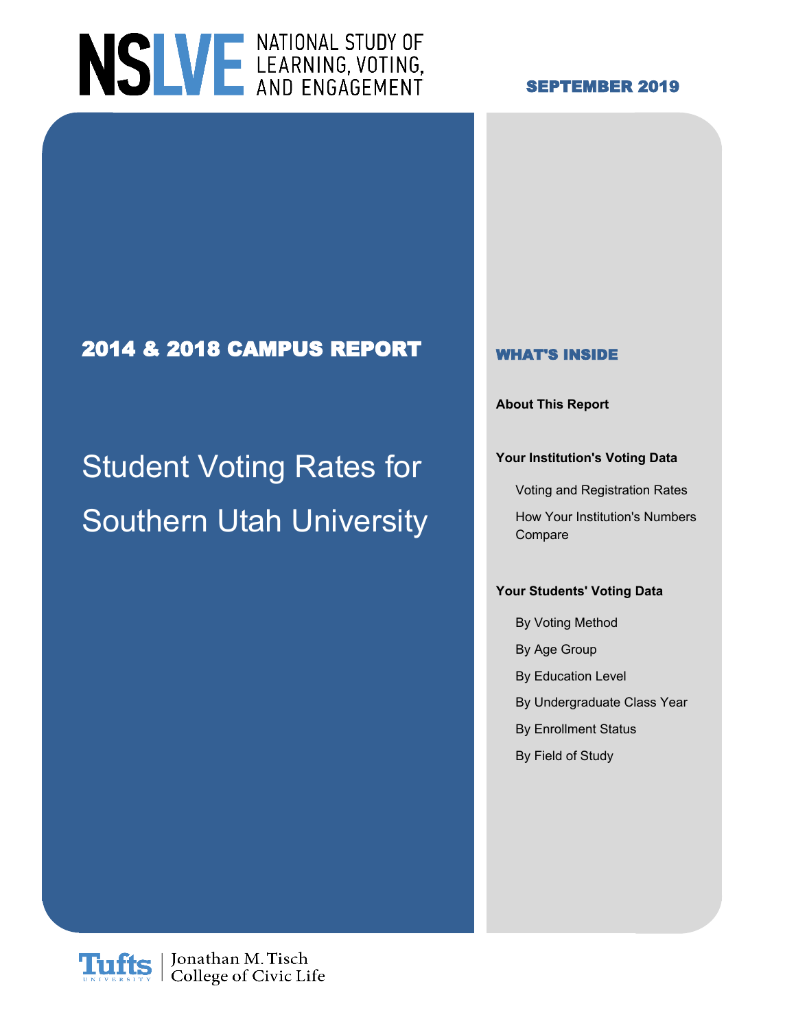# NSLVE NATIONAL STUDY OF LEARNING, VOTING, AND ENGAGEMENT

**SEPTEMBER 2019**

## 2014 & 2018 CAMPUS REPORT

# Student Voting Rates for Southern Utah University

### WHAT'S INSIDE

**About This Report**

**Your Institution's Voting Data**

- Voting and Registration Rates
- How Your Institution's Numbers Compare

**Your Students' Voting Data**

- By Voting Method
- By Age Group
- By Education Level
- By Undergraduate Class Year
- By Enrollment Status
- By Field of Study

Tufts University | Jonathan M. Tisch College of Civic Life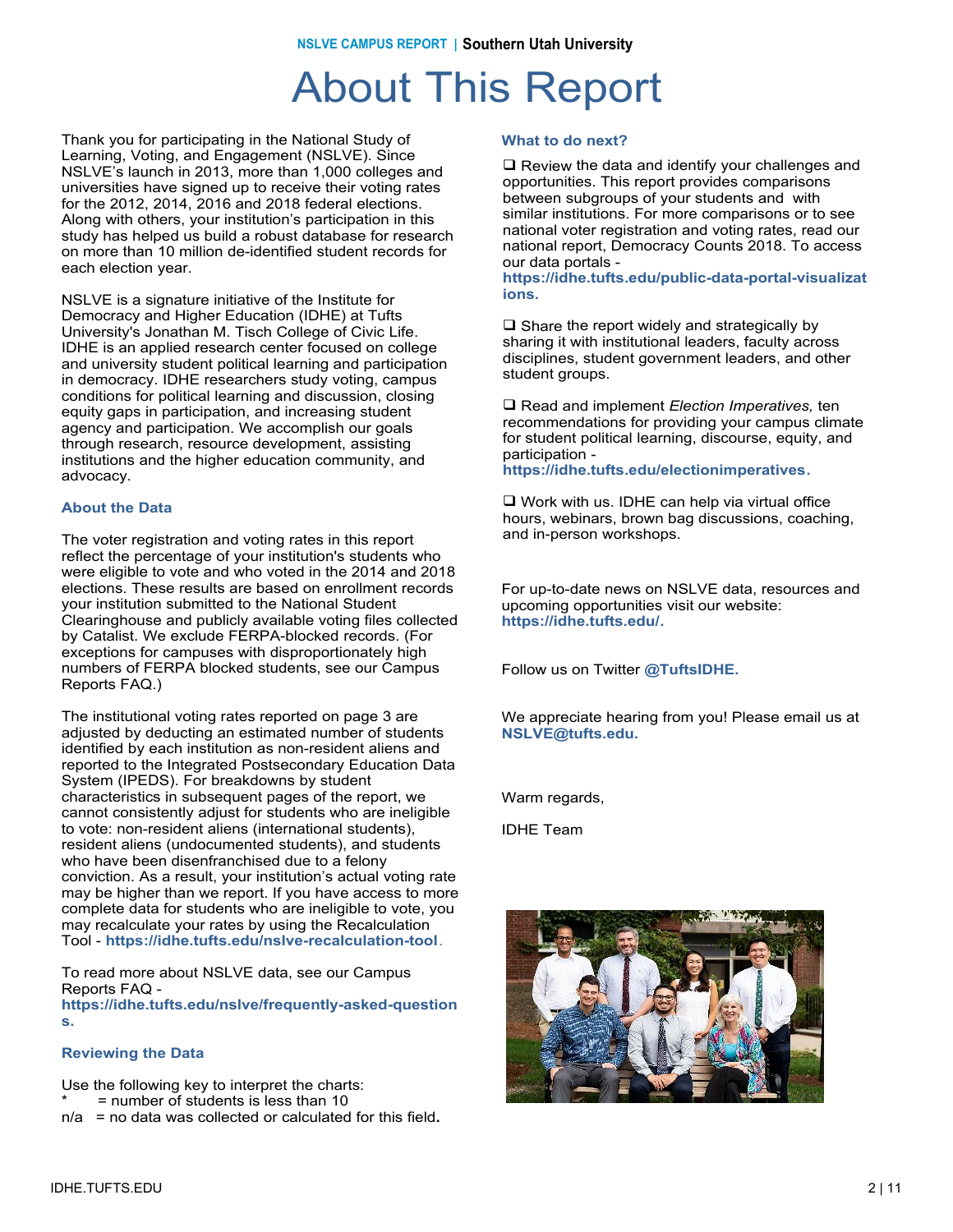# About This Report

Thank you for participating in the National Study of Learning, Voting, and Engagement (NSLVE). Since NSLVE's launch in 2013, more than 1,000 colleges and universities have signed up to receive their voting rates for the 2012, 2014, 2016 and 2018 federal elections. Along with others, your institution's participation in this study has helped us build a robust database for research on more than 10 million de-identified student records for each election year.

NSLVE is a signature initiative of the Institute for Democracy and Higher Education (IDHE) at Tufts University's Jonathan M. Tisch College of Civic Life. IDHE is an applied research center focused on college and university student political learning and participation in democracy. IDHE researchers study voting, campus conditions for political learning and discussion, closing equity gaps in participation, and increasing student agency and participation. We accomplish our goals through research, resource development, assisting institutions and the higher education community, and advocacy.

### About the Data

The voter registration and voting rates in this report reflect the percentage of your institution's students who were eligible to vote and who voted in the 2014 and 2018 elections. These results are based on enrollment records your institution submitted to the National Student Clearinghouse and publicly available voting files collected by Catalist. We exclude FERPA-blocked records. (For exceptions for campuses with disproportionately high numbers of FERPA blocked students, see our Campus Reports FAQ.)

The institutional voting rates reported on page 3 are adjusted by deducting an estimated number of students identified by each institution as non-resident aliens and reported to the Integrated Postsecondary Education Data System (IPEDS). For breakdowns by student characteristics in subsequent pages of the report, we cannot consistently adjust for students who are ineligible to vote: non-resident aliens (international students), resident aliens (undocumented students), and students who have been disenfranchised due to a felony conviction. As a result, your institution's actual voting rate may be higher than we report. If you have access to more complete data for students who are ineligible to vote, you may recalculate your rates by using the Recalculation Tool - **https://idhe.tufts.edu/nslve-recalculation-tool**.

To read more about NSLVE data, see our Campus Reports FAQ - **https://idhe.tufts.edu/nslve/frequently-asked-questions.**

### Reviewing the Data

Use the following key to interpret the charts:

*  = number of students is less than 10

n/a = no data was collected or calculated for this field.

### What to do next?

❑ Review the data and identify your challenges and opportunities. This report provides comparisons between subgroups of your students and with similar institutions. For more comparisons or to see national voter registration and voting rates, read our national report, Democracy Counts 2018. To access our data portals - **https://idhe.tufts.edu/public-data-portal-visualizations.**

❑ Share the report widely and strategically by sharing it with institutional leaders, faculty across disciplines, student government leaders, and other student groups.

❑ Read and implement *Election Imperatives,* ten recommendations for providing your campus climate for student political learning, discourse, equity, and participation - **https://idhe.tufts.edu/electionimperatives.**

❑ Work with us. IDHE can help via virtual office hours, webinars, brown bag discussions, coaching, and in-person workshops.

For up-to-date news on NSLVE data, resources and upcoming opportunities visit our website: **https://idhe.tufts.edu/.**

Follow us on Twitter **@TuftsIDHE.**

We appreciate hearing from you! Please email us at **NSLVE@tufts.edu.**

Warm regards,

IDHE Team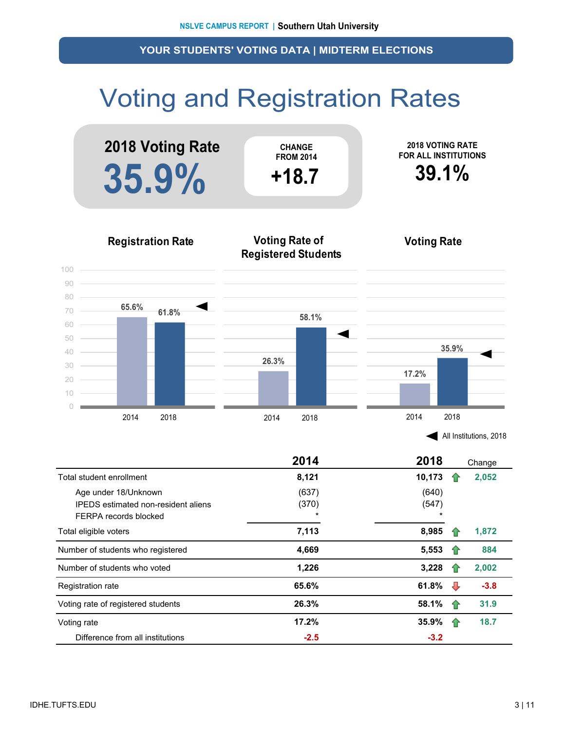NSLVE CAMPUS REPORT | Southern Utah University

**YOUR STUDENTS' VOTING DATA | MIDTERM ELECTIONS**

# Voting and Registration Rates

**2018 Voting Rate**

**35.9%**

CHANGE FROM 2014

**+18.7**

2018 VOTING RATE FOR ALL INSTITUTIONS

**39.1%**

### Registration Rate

2014: 65.6%
2018: 61.8%

### Voting Rate of Registered Students

2014: 26.3%
2018: 58.1%

### Voting Rate

2014: 17.2%
2018: 35.9%

◀ All Institutions, 2018

| | 2014 | 2018 | | Change |
|---|---|---|---|---|
| Total student enrollment | 8,121 | 10,173 | ⇧ | 2,052 |
| Age under 18/Unknown | (637) | (640) | | |
| IPEDS estimated non-resident aliens | (370) | (547) | | |
| FERPA records blocked | * | * | | |
| Total eligible voters | 7,113 | 8,985 | ⇧ | 1,872 |
| Number of students who registered | 4,669 | 5,553 | ⇧ | 884 |
| Number of students who voted | 1,226 | 3,228 | ⇧ | 2,002 |
| Registration rate | 65.6% | 61.8% | ⇩ | -3.8 |
| Voting rate of registered students | 26.3% | 58.1% | ⇧ | 31.9 |
| Voting rate | 17.2% | 35.9% | ⇧ | 18.7 |
| Difference from all institutions | -2.5 | -3.2 | | |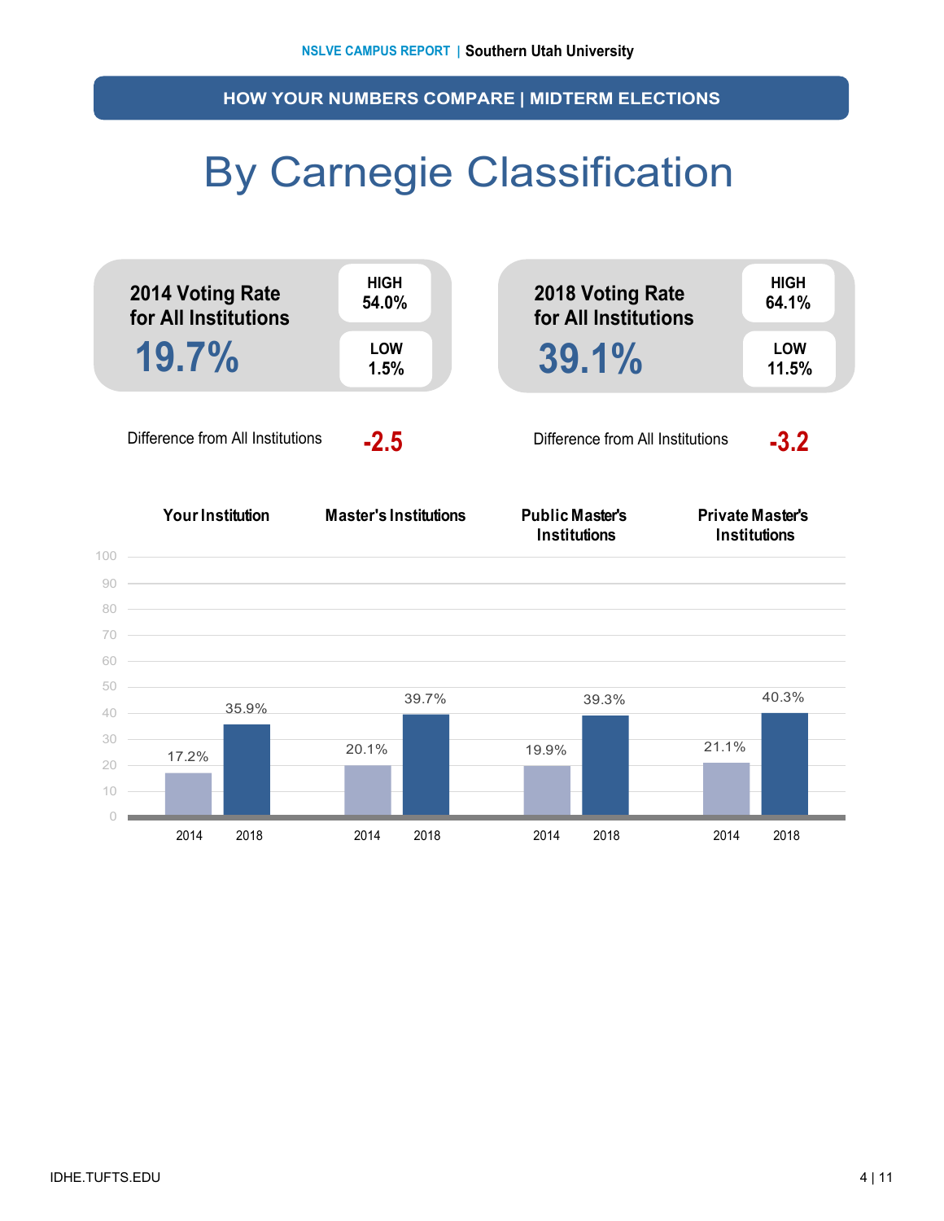## HOW YOUR NUMBERS COMPARE | MIDTERM ELECTIONS

# By Carnegie Classification

**2014 Voting Rate for All Institutions**

**19.7%**

HIGH 54.0%

LOW 1.5%

**2018 Voting Rate for All Institutions**

**39.1%**

HIGH 64.1%

LOW 11.5%

Difference from All Institutions **-2.5**

Difference from All Institutions **-3.2**

| | Your Institution | Master's Institutions | Public Master's Institutions | Private Master's Institutions |
|---|---|---|---|---|
| 2014 | 17.2% | 20.1% | 19.9% | 21.1% |
| 2018 | 35.9% | 39.7% | 39.3% | 40.3% |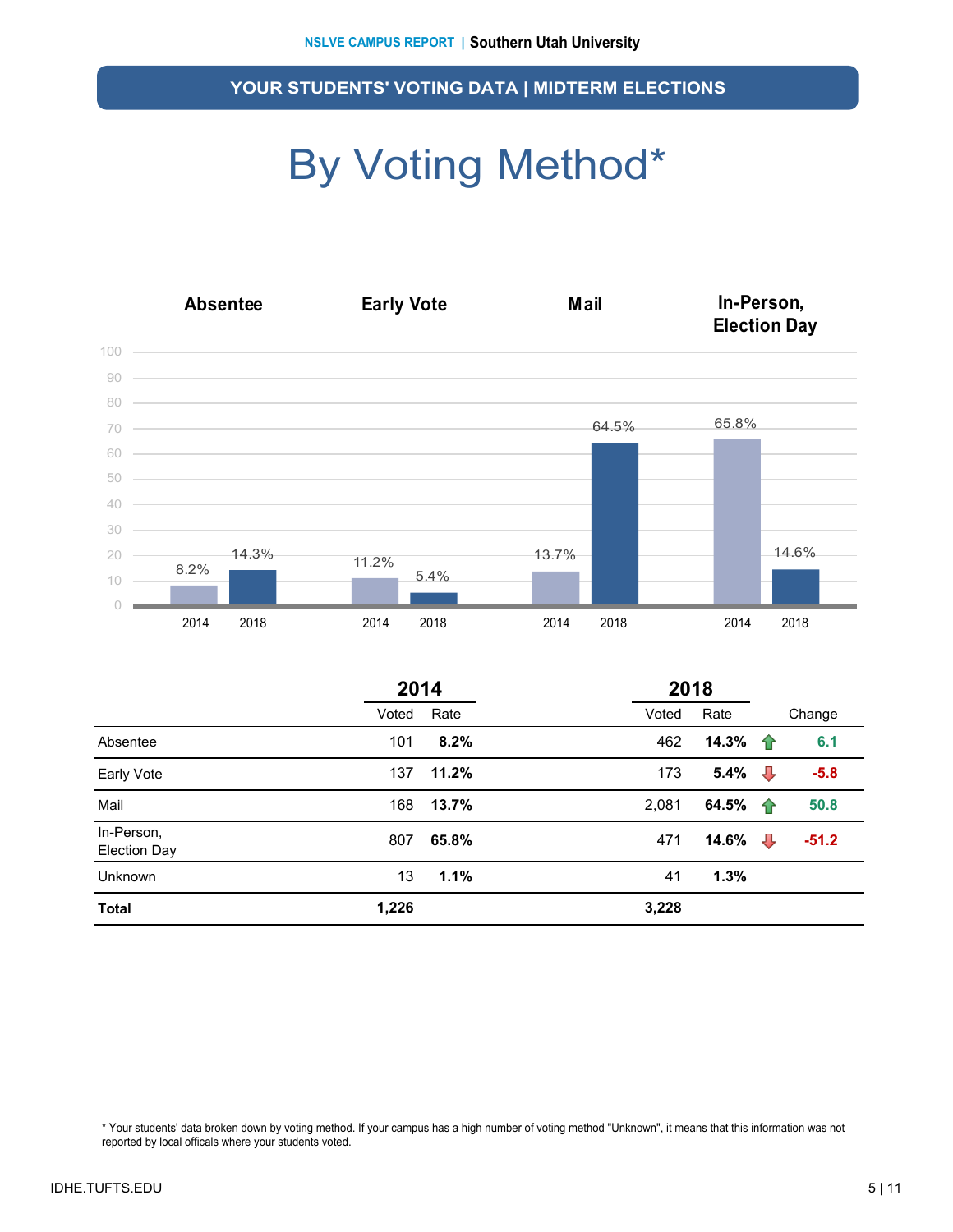## YOUR STUDENTS' VOTING DATA | MIDTERM ELECTIONS

# By Voting Method*

Absentee | Early Vote | Mail | In-Person, Election Day

| | 2014 Voted | 2014 Rate | 2018 Voted | 2018 Rate | Change |
|---|---|---|---|---|---|
| Absentee | 101 | **8.2%** | 462 | **14.3%** | 6.1 |
| Early Vote | 137 | **11.2%** | 173 | **5.4%** | -5.8 |
| Mail | 168 | **13.7%** | 2,081 | **64.5%** | 50.8 |
| In-Person, Election Day | 807 | **65.8%** | 471 | **14.6%** | -51.2 |
| Unknown | 13 | **1.1%** | 41 | **1.3%** | |
| **Total** | **1,226** | | **3,228** | | |

* Your students' data broken down by voting method. If your campus has a high number of voting method "Unknown", it means that this information was not reported by local officals where your students voted.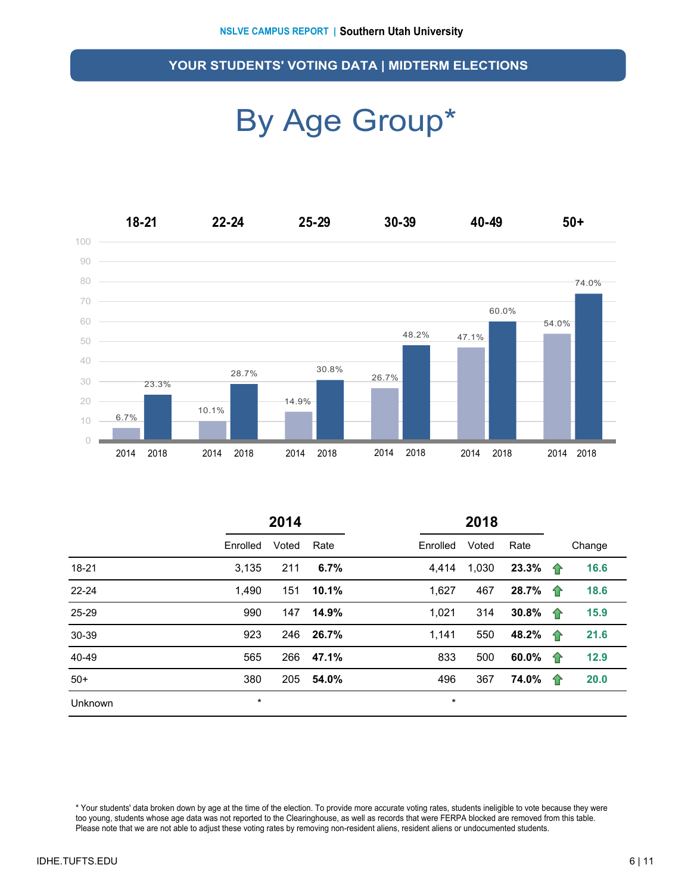## YOUR STUDENTS' VOTING DATA | MIDTERM ELECTIONS

# By Age Group*

| | 2014 | | | 2018 | | | |
|---|---|---|---|---|---|---|---|
| | Enrolled | Voted | Rate | Enrolled | Voted | Rate | Change |
| 18-21 | 3,135 | 211 | **6.7%** | 4,414 | 1,030 | **23.3%** | **16.6** |
| 22-24 | 1,490 | 151 | **10.1%** | 1,627 | 467 | **28.7%** | **18.6** |
| 25-29 | 990 | 147 | **14.9%** | 1,021 | 314 | **30.8%** | **15.9** |
| 30-39 | 923 | 246 | **26.7%** | 1,141 | 550 | **48.2%** | **21.6** |
| 40-49 | 565 | 266 | **47.1%** | 833 | 500 | **60.0%** | **12.9** |
| 50+ | 380 | 205 | **54.0%** | 496 | 367 | **74.0%** | **20.0** |
| Unknown | * | | | * | | | |

* Your students' data broken down by age at the time of the election. To provide more accurate voting rates, students ineligible to vote because they were too young, students whose age data was not reported to the Clearinghouse, as well as records that were FERPA blocked are removed from this table. Please note that we are not able to adjust these voting rates by removing non-resident aliens, resident aliens or undocumented students.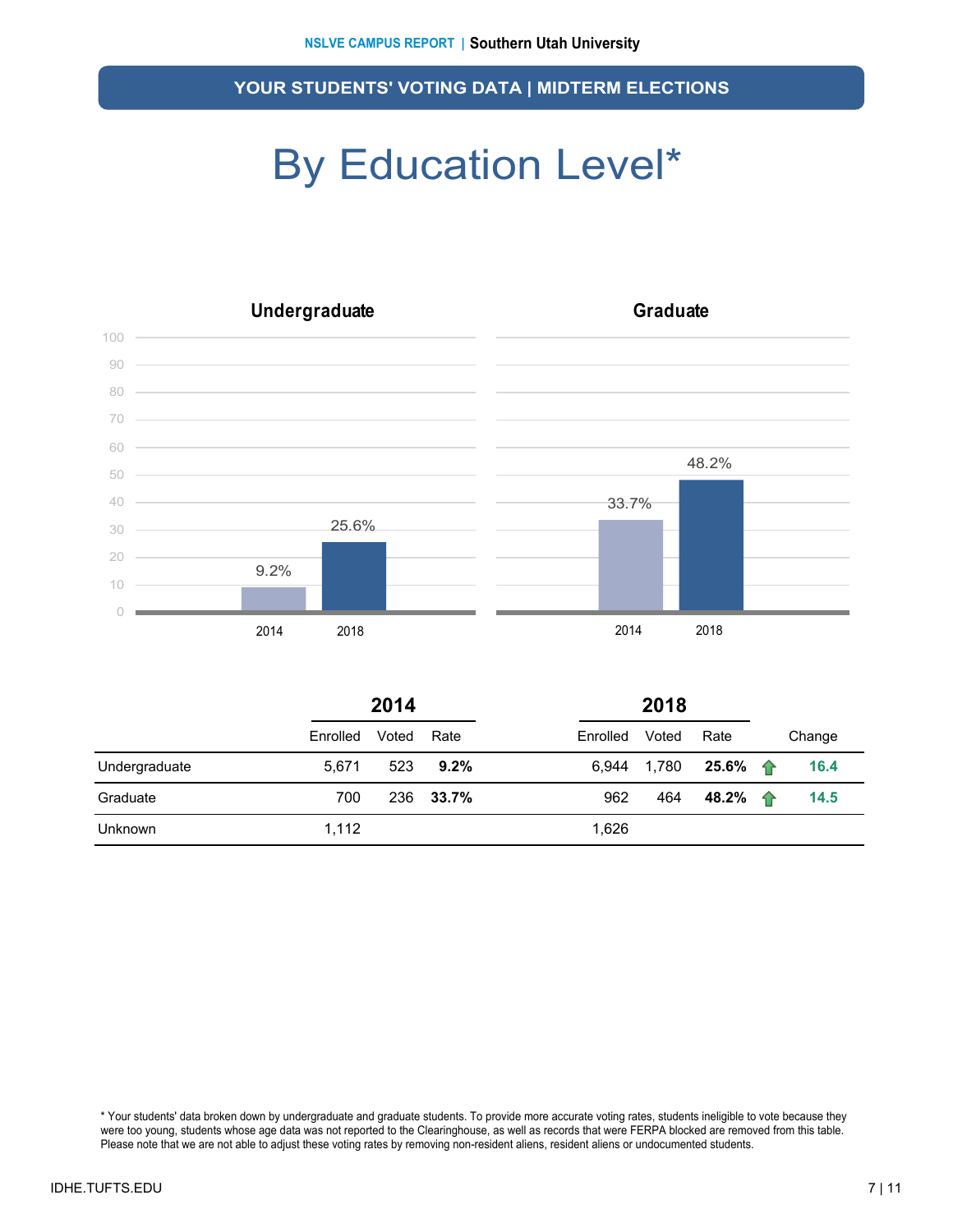YOUR STUDENTS' VOTING DATA | MIDTERM ELECTIONS

# By Education Level*

## Undergraduate

| | 2014 | 2018 |
|---|---|---|
| Rate | 9.2% | 25.6% |

## Graduate

| | 2014 | 2018 |
|---|---|---|
| Rate | 33.7% | 48.2% |

| | 2014 | | | 2018 | | | Change |
|---|---|---|---|---|---|---|---|
| | Enrolled | Voted | Rate | Enrolled | Voted | Rate | |
| Undergraduate | 5,671 | 523 | **9.2%** | 6,944 | 1,780 | **25.6%** | **16.4** |
| Graduate | 700 | 236 | **33.7%** | 962 | 464 | **48.2%** | **14.5** |
| Unknown | 1,112 | | | 1,626 | | | |

* Your students' data broken down by undergraduate and graduate students. To provide more accurate voting rates, students ineligible to vote because they were too young, students whose age data was not reported to the Clearinghouse, as well as records that were FERPA blocked are removed from this table. Please note that we are not able to adjust these voting rates by removing non-resident aliens, resident aliens or undocumented students.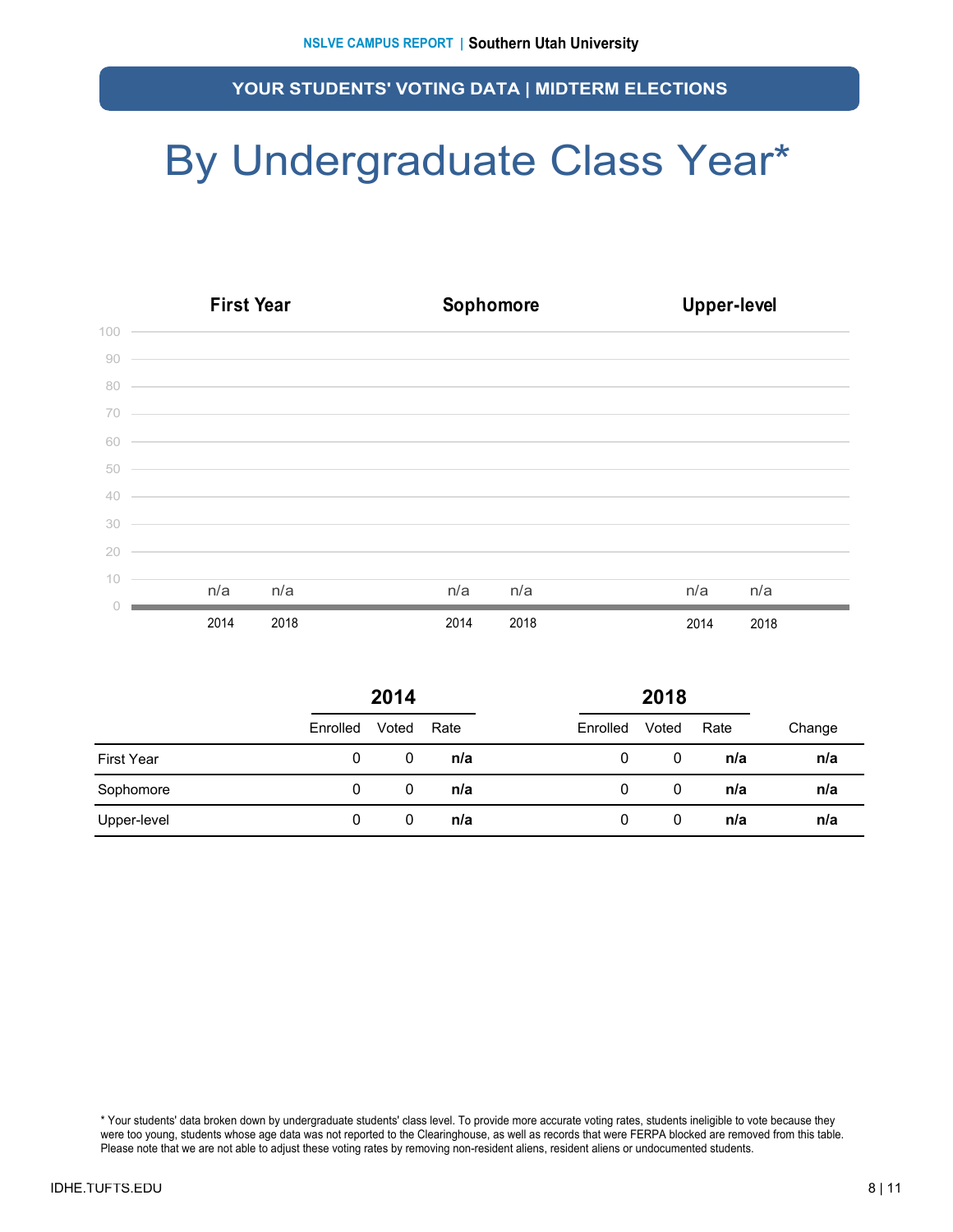## YOUR STUDENTS' VOTING DATA | MIDTERM ELECTIONS

# By Undergraduate Class Year*

| | First Year | | Sophomore | | Upper-level | |
|---|---|---|---|---|---|---|
| | 2014 | 2018 | 2014 | 2018 | 2014 | 2018 |
| Rate | n/a | n/a | n/a | n/a | n/a | n/a |

| | 2014 | | | 2018 | | | |
|---|---|---|---|---|---|---|---|
| | Enrolled | Voted | Rate | Enrolled | Voted | Rate | Change |
| First Year | 0 | 0 | **n/a** | 0 | 0 | **n/a** | **n/a** |
| Sophomore | 0 | 0 | **n/a** | 0 | 0 | **n/a** | **n/a** |
| Upper-level | 0 | 0 | **n/a** | 0 | 0 | **n/a** | **n/a** |

* Your students' data broken down by undergraduate students' class level. To provide more accurate voting rates, students ineligible to vote because they were too young, students whose age data was not reported to the Clearinghouse, as well as records that were FERPA blocked are removed from this table. Please note that we are not able to adjust these voting rates by removing non-resident aliens, resident aliens or undocumented students.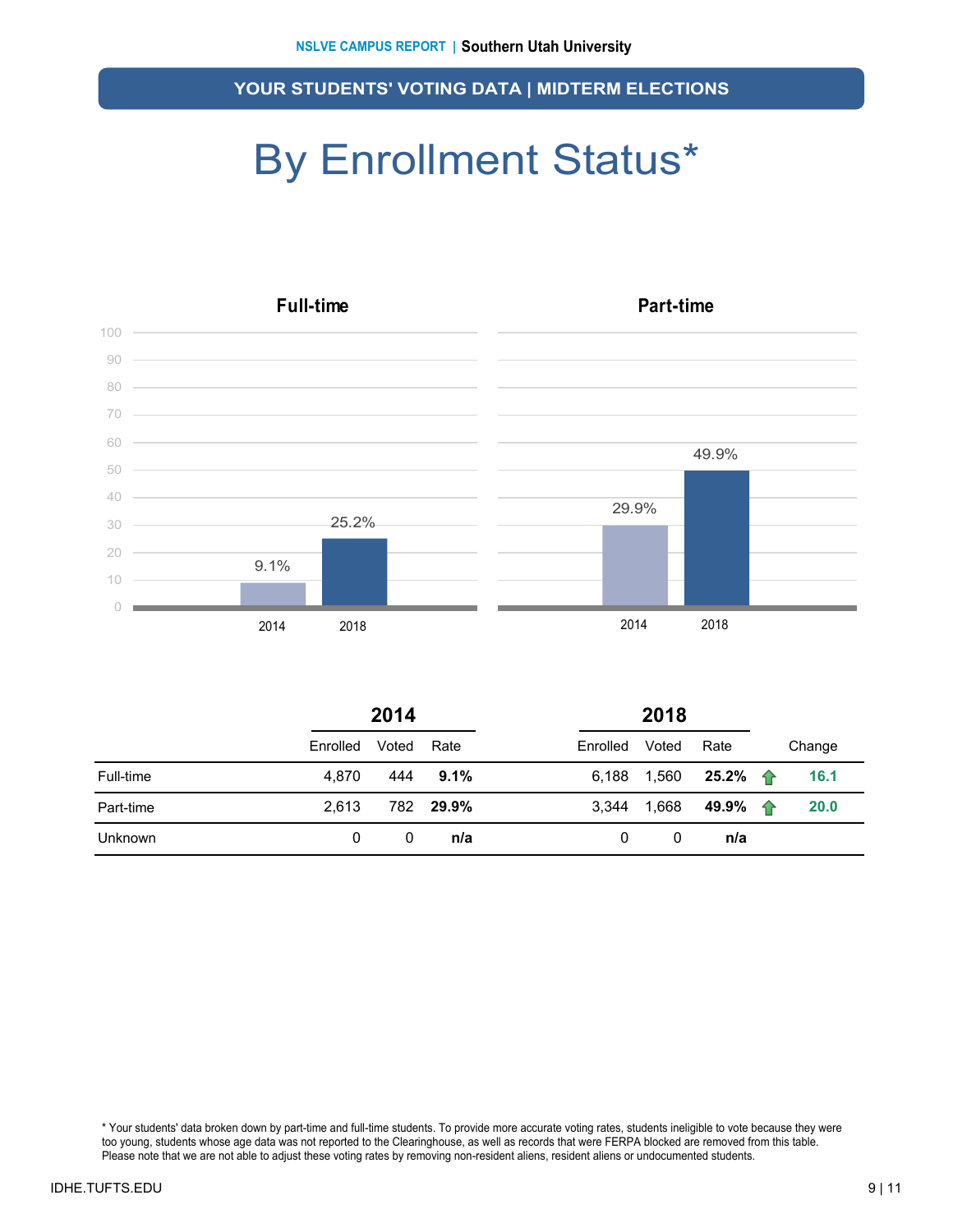YOUR STUDENTS' VOTING DATA | MIDTERM ELECTIONS

# By Enrollment Status*

### Full-time

| Year | Rate |
|---|---|
| 2014 | 9.1% |
| 2018 | 25.2% |

### Part-time

| Year | Rate |
|---|---|
| 2014 | 29.9% |
| 2018 | 49.9% |

| | 2014 | | | 2018 | | | |
|---|---|---|---|---|---|---|---|
| | Enrolled | Voted | Rate | Enrolled | Voted | Rate | Change |
| Full-time | 4,870 | 444 | **9.1%** | 6,188 | 1,560 | **25.2%** | **16.1** |
| Part-time | 2,613 | 782 | **29.9%** | 3,344 | 1,668 | **49.9%** | **20.0** |
| Unknown | 0 | 0 | **n/a** | 0 | 0 | **n/a** | |

* Your students' data broken down by part-time and full-time students. To provide more accurate voting rates, students ineligible to vote because they were too young, students whose age data was not reported to the Clearinghouse, as well as records that were FERPA blocked are removed from this table. Please note that we are not able to adjust these voting rates by removing non-resident aliens, resident aliens or undocumented students.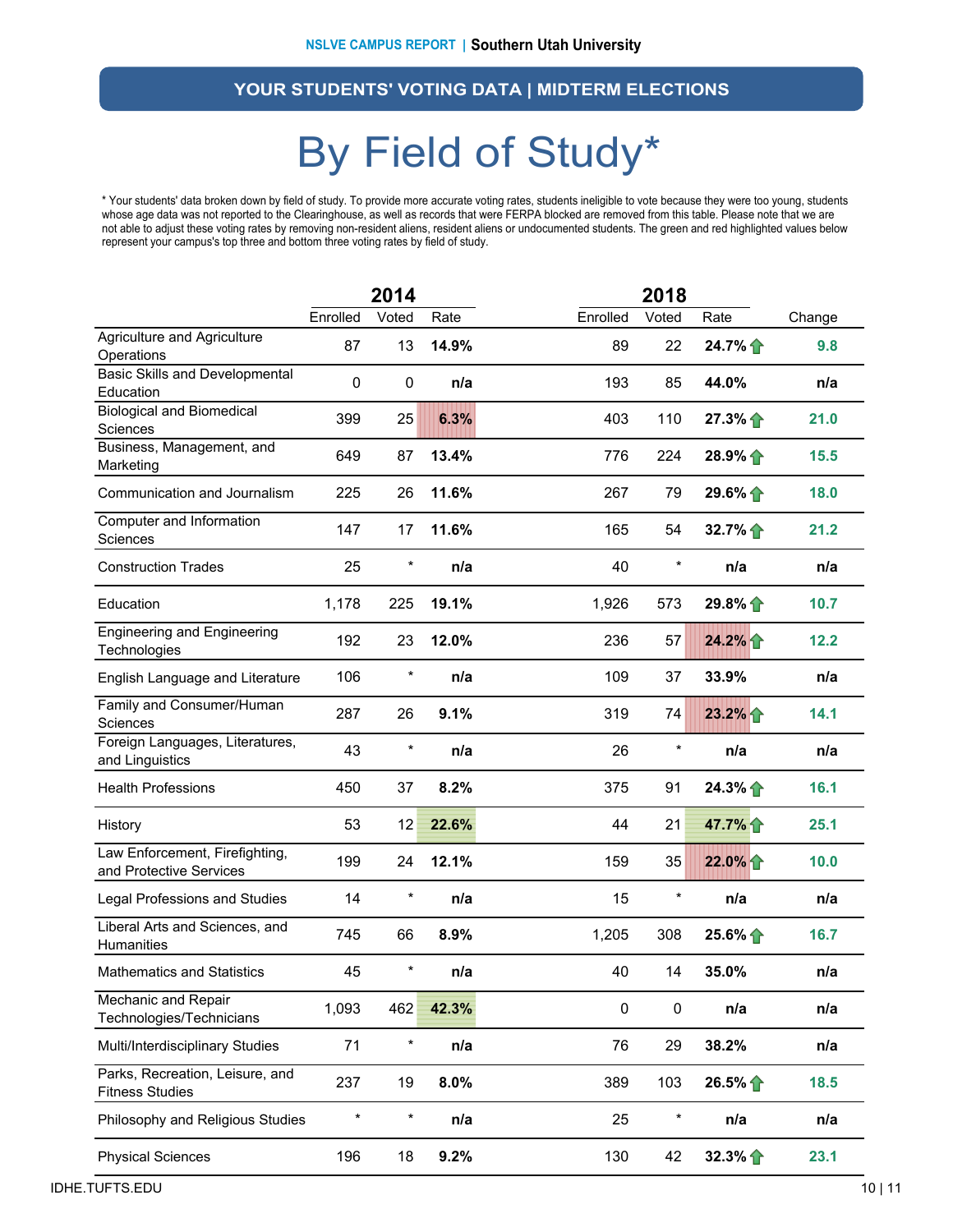## YOUR STUDENTS' VOTING DATA | MIDTERM ELECTIONS

# By Field of Study*

* Your students' data broken down by field of study. To provide more accurate voting rates, students ineligible to vote because they were too young, students whose age data was not reported to the Clearinghouse, as well as records that were FERPA blocked are removed from this table. Please note that we are not able to adjust these voting rates by removing non-resident aliens, resident aliens or undocumented students. The green and red highlighted values below represent your campus's top three and bottom three voting rates by field of study.

| | 2014 | | | 2018 | | | |
|---|---|---|---|---|---|---|---|
| | Enrolled | Voted | Rate | Enrolled | Voted | Rate | Change |
| Agriculture and Agriculture Operations | 87 | 13 | **14.9%** | 89 | 22 | **24.7%** ↑ | **9.8** |
| Basic Skills and Developmental Education | 0 | 0 | **n/a** | 193 | 85 | **44.0%** | **n/a** |
| Biological and Biomedical Sciences | 399 | 25 | **6.3%** | 403 | 110 | **27.3%** ↑ | **21.0** |
| Business, Management, and Marketing | 649 | 87 | **13.4%** | 776 | 224 | **28.9%** ↑ | **15.5** |
| Communication and Journalism | 225 | 26 | **11.6%** | 267 | 79 | **29.6%** ↑ | **18.0** |
| Computer and Information Sciences | 147 | 17 | **11.6%** | 165 | 54 | **32.7%** ↑ | **21.2** |
| Construction Trades | 25 | * | **n/a** | 40 | * | **n/a** | **n/a** |
| Education | 1,178 | 225 | **19.1%** | 1,926 | 573 | **29.8%** ↑ | **10.7** |
| Engineering and Engineering Technologies | 192 | 23 | **12.0%** | 236 | 57 | **24.2%** ↑ | **12.2** |
| English Language and Literature | 106 | * | **n/a** | 109 | 37 | **33.9%** | **n/a** |
| Family and Consumer/Human Sciences | 287 | 26 | **9.1%** | 319 | 74 | **23.2%** ↑ | **14.1** |
| Foreign Languages, Literatures, and Linguistics | 43 | * | **n/a** | 26 | * | **n/a** | **n/a** |
| Health Professions | 450 | 37 | **8.2%** | 375 | 91 | **24.3%** ↑ | **16.1** |
| History | 53 | 12 | **22.6%** | 44 | 21 | **47.7%** ↑ | **25.1** |
| Law Enforcement, Firefighting, and Protective Services | 199 | 24 | **12.1%** | 159 | 35 | **22.0%** ↑ | **10.0** |
| Legal Professions and Studies | 14 | * | **n/a** | 15 | * | **n/a** | **n/a** |
| Liberal Arts and Sciences, and Humanities | 745 | 66 | **8.9%** | 1,205 | 308 | **25.6%** ↑ | **16.7** |
| Mathematics and Statistics | 45 | * | **n/a** | 40 | 14 | **35.0%** | **n/a** |
| Mechanic and Repair Technologies/Technicians | 1,093 | 462 | **42.3%** | 0 | 0 | **n/a** | **n/a** |
| Multi/Interdisciplinary Studies | 71 | * | **n/a** | 76 | 29 | **38.2%** | **n/a** |
| Parks, Recreation, Leisure, and Fitness Studies | 237 | 19 | **8.0%** | 389 | 103 | **26.5%** ↑ | **18.5** |
| Philosophy and Religious Studies | * | * | **n/a** | 25 | * | **n/a** | **n/a** |
| Physical Sciences | 196 | 18 | **9.2%** | 130 | 42 | **32.3%** ↑ | **23.1** |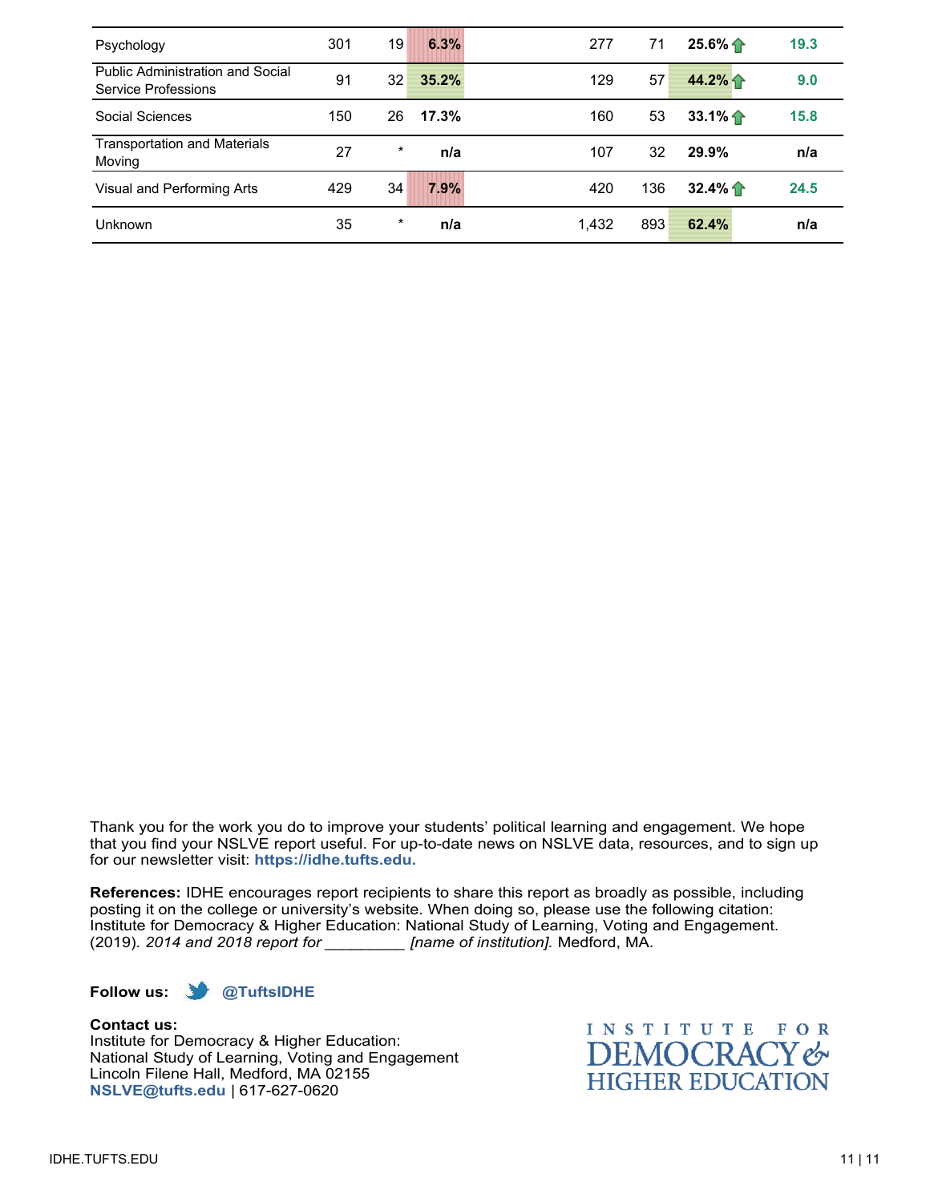| | | | | | | | |
|---|---|---|---|---|---|---|---|
| Psychology | 301 | 19 | 6.3% | 277 | 71 | 25.6% | 19.3 |
| Public Administration and Social Service Professions | 91 | 32 | 35.2% | 129 | 57 | 44.2% | 9.0 |
| Social Sciences | 150 | 26 | 17.3% | 160 | 53 | 33.1% | 15.8 |
| Transportation and Materials Moving | 27 | * | n/a | 107 | 32 | 29.9% | n/a |
| Visual and Performing Arts | 429 | 34 | 7.9% | 420 | 136 | 32.4% | 24.5 |
| Unknown | 35 | * | n/a | 1,432 | 893 | 62.4% | n/a |

Thank you for the work you do to improve your students' political learning and engagement. We hope that you find your NSLVE report useful. For up-to-date news on NSLVE data, resources, and to sign up for our newsletter visit: **https://idhe.tufts.edu.**

**References:** IDHE encourages report recipients to share this report as broadly as possible, including posting it on the college or university's website. When doing so, please use the following citation: Institute for Democracy & Higher Education: National Study of Learning, Voting and Engagement. (2019). *2014 and 2018 report for _________ [name of institution].* Medford, MA.

**Follow us:** **@TuftsIDHE**

**Contact us:**
Institute for Democracy & Higher Education:
National Study of Learning, Voting and Engagement
Lincoln Filene Hall, Medford, MA 02155
**NSLVE@tufts.edu** | 617-627-0620

INSTITUTE FOR DEMOCRACY & HIGHER EDUCATION